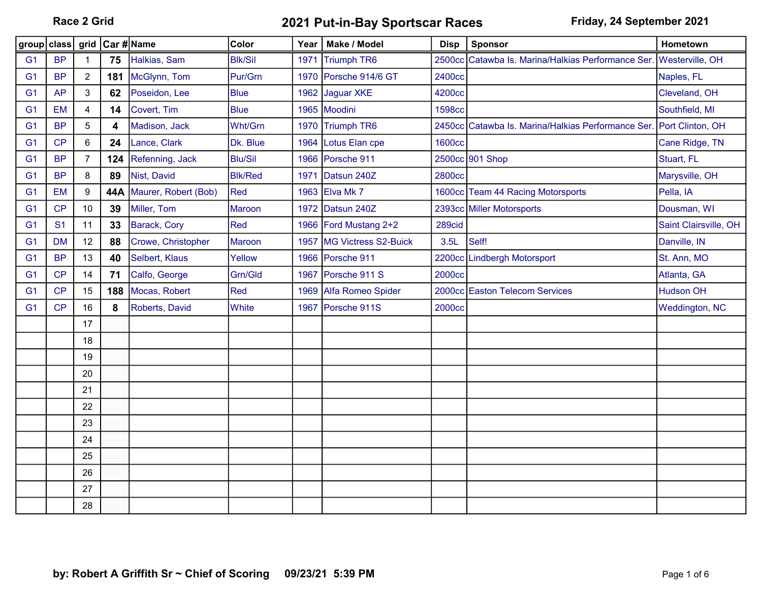**Race 2 Grid**

# 2021 Put-in-Bay Sportscar Races

**Friday, 24 September 2021**

| group | class | grid | Car # | Name | Color | Year | Make / Model | Disp | Sponsor | Hometown |
|---|---|---|---|---|---|---|---|---|---|---|
| G1 | BP | 1 | **75** | Halkias, Sam | Blk/Sil | 1971 | Triumph TR6 | 2500cc | Catawba Is. Marina/Halkias Performance Ser. | Westerville, OH |
| G1 | BP | 2 | **181** | McGlynn, Tom | Pur/Grn | 1970 | Porsche 914/6 GT | 2400cc | | Naples, FL |
| G1 | AP | 3 | **62** | Poseidon, Lee | Blue | 1962 | Jaguar XKE | 4200cc | | Cleveland, OH |
| G1 | EM | 4 | **14** | Covert, Tim | Blue | 1965 | Moodini | 1598cc | | Southfield, MI |
| G1 | BP | 5 | **4** | Madison, Jack | Wht/Grn | 1970 | Triumph TR6 | 2450cc | Catawba Is. Marina/Halkias Performance Ser. | Port Clinton, OH |
| G1 | CP | 6 | **24** | Lance, Clark | Dk. Blue | 1964 | Lotus Elan cpe | 1600cc | | Cane Ridge, TN |
| G1 | BP | 7 | **124** | Refenning, Jack | Blu/Sil | 1966 | Porsche 911 | 2500cc | 901 Shop | Stuart, FL |
| G1 | BP | 8 | **89** | Nist, David | Blk/Red | 1971 | Datsun 240Z | 2800cc | | Marysville, OH |
| G1 | EM | 9 | **44A** | Maurer, Robert (Bob) | Red | 1963 | Elva Mk 7 | 1600cc | Team 44 Racing Motorsports | Pella, IA |
| G1 | CP | 10 | **39** | Miller, Tom | Maroon | 1972 | Datsun 240Z | 2393cc | Miller Motorsports | Dousman, WI |
| G1 | S1 | 11 | **33** | Barack, Cory | Red | 1966 | Ford Mustang 2+2 | 289cid | | Saint Clairsville, OH |
| G1 | DM | 12 | **88** | Crowe, Christopher | Maroon | 1957 | MG Victress S2-Buick | 3.5L | Self! | Danville, IN |
| G1 | BP | 13 | **40** | Selbert, Klaus | Yellow | 1966 | Porsche 911 | 2200cc | Lindbergh Motorsport | St. Ann, MO |
| G1 | CP | 14 | **71** | Calfo, George | Grn/Gld | 1967 | Porsche 911 S | 2000cc | | Atlanta, GA |
| G1 | CP | 15 | **188** | Mocas, Robert | Red | 1969 | Alfa Romeo Spider | 2000cc | Easton Telecom Services | Hudson OH |
| G1 | CP | 16 | **8** | Roberts, David | White | 1967 | Porsche 911S | 2000cc | | Weddington, NC |
| | | 17 | | | | | | | | |
| | | 18 | | | | | | | | |
| | | 19 | | | | | | | | |
| | | 20 | | | | | | | | |
| | | 21 | | | | | | | | |
| | | 22 | | | | | | | | |
| | | 23 | | | | | | | | |
| | | 24 | | | | | | | | |
| | | 25 | | | | | | | | |
| | | 26 | | | | | | | | |
| | | 27 | | | | | | | | |
| | | 28 | | | | | | | | |

**by: Robert A Griffith Sr ~ Chief of Scoring 09/23/21 5:39 PM**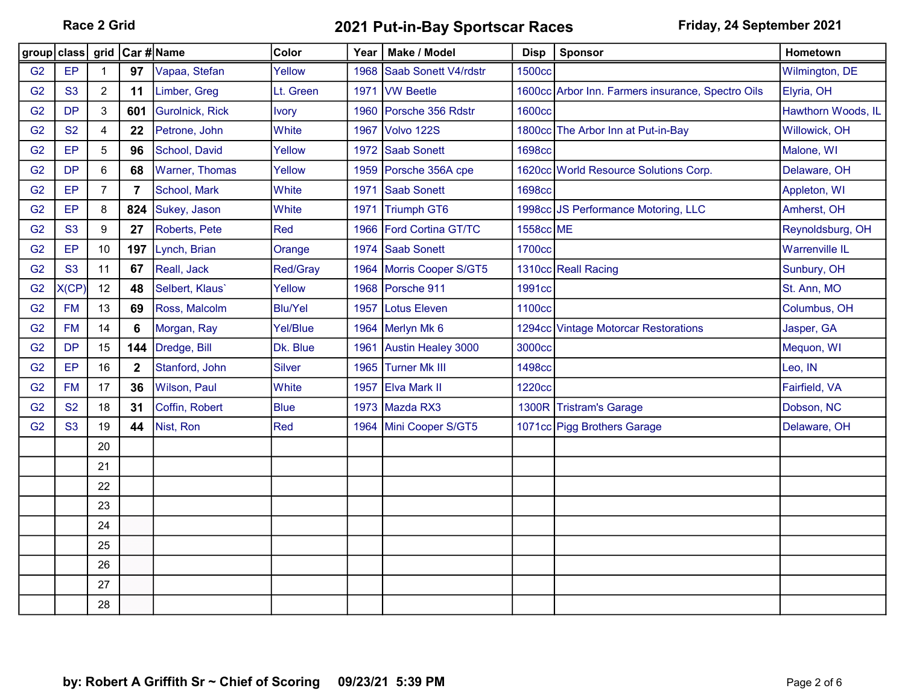Race 2 Grid

# 2021 Put-in-Bay Sportscar Races

Friday, 24 September 2021

| group | class | grid | Car # | Name | Color | Year | Make / Model | Disp | Sponsor | Hometown |
|---|---|---|---|---|---|---|---|---|---|---|
| G2 | EP | 1 | **97** | Vapaa, Stefan | Yellow | 1968 | Saab Sonett V4/rdstr | 1500cc | | Wilmington, DE |
| G2 | S3 | 2 | **11** | Limber, Greg | Lt. Green | 1971 | VW Beetle | 1600cc | Arbor Inn. Farmers insurance, Spectro Oils | Elyria, OH |
| G2 | DP | 3 | **601** | Gurolnick, Rick | Ivory | 1960 | Porsche 356 Rdstr | 1600cc | | Hawthorn Woods, IL |
| G2 | S2 | 4 | **22** | Petrone, John | White | 1967 | Volvo 122S | 1800cc | The Arbor Inn at Put-in-Bay | Willowick, OH |
| G2 | EP | 5 | **96** | School, David | Yellow | 1972 | Saab Sonett | 1698cc | | Malone, WI |
| G2 | DP | 6 | **68** | Warner, Thomas | Yellow | 1959 | Porsche 356A cpe | 1620cc | World Resource Solutions Corp. | Delaware, OH |
| G2 | EP | 7 | **7** | School, Mark | White | 1971 | Saab Sonett | 1698cc | | Appleton, WI |
| G2 | EP | 8 | **824** | Sukey, Jason | White | 1971 | Triumph GT6 | 1998cc | JS Performance Motoring, LLC | Amherst, OH |
| G2 | S3 | 9 | **27** | Roberts, Pete | Red | 1966 | Ford Cortina GT/TC | 1558cc | ME | Reynoldsburg, OH |
| G2 | EP | 10 | **197** | Lynch, Brian | Orange | 1974 | Saab Sonett | 1700cc | | Warrenville IL |
| G2 | S3 | 11 | **67** | Reall, Jack | Red/Gray | 1964 | Morris Cooper S/GT5 | 1310cc | Reall Racing | Sunbury, OH |
| G2 | X(CP) | 12 | **48** | Selbert, Klaus` | Yellow | 1968 | Porsche 911 | 1991cc | | St. Ann, MO |
| G2 | FM | 13 | **69** | Ross, Malcolm | Blu/Yel | 1957 | Lotus Eleven | 1100cc | | Columbus, OH |
| G2 | FM | 14 | **6** | Morgan, Ray | Yel/Blue | 1964 | Merlyn Mk 6 | 1294cc | Vintage Motorcar Restorations | Jasper, GA |
| G2 | DP | 15 | **144** | Dredge, Bill | Dk. Blue | 1961 | Austin Healey 3000 | 3000cc | | Mequon, WI |
| G2 | EP | 16 | **2** | Stanford, John | Silver | 1965 | Turner Mk III | 1498cc | | Leo, IN |
| G2 | FM | 17 | **36** | Wilson, Paul | White | 1957 | Elva Mark II | 1220cc | | Fairfield, VA |
| G2 | S2 | 18 | **31** | Coffin, Robert | Blue | 1973 | Mazda RX3 | 1300R | Tristram's Garage | Dobson, NC |
| G2 | S3 | 19 | **44** | Nist, Ron | Red | 1964 | Mini Cooper S/GT5 | 1071cc | Pigg Brothers Garage | Delaware, OH |
| | | 20 | | | | | | | | |
| | | 21 | | | | | | | | |
| | | 22 | | | | | | | | |
| | | 23 | | | | | | | | |
| | | 24 | | | | | | | | |
| | | 25 | | | | | | | | |
| | | 26 | | | | | | | | |
| | | 27 | | | | | | | | |
| | | 28 | | | | | | | | |

**by: Robert A Griffith Sr ~ Chief of Scoring 09/23/21 5:39 PM**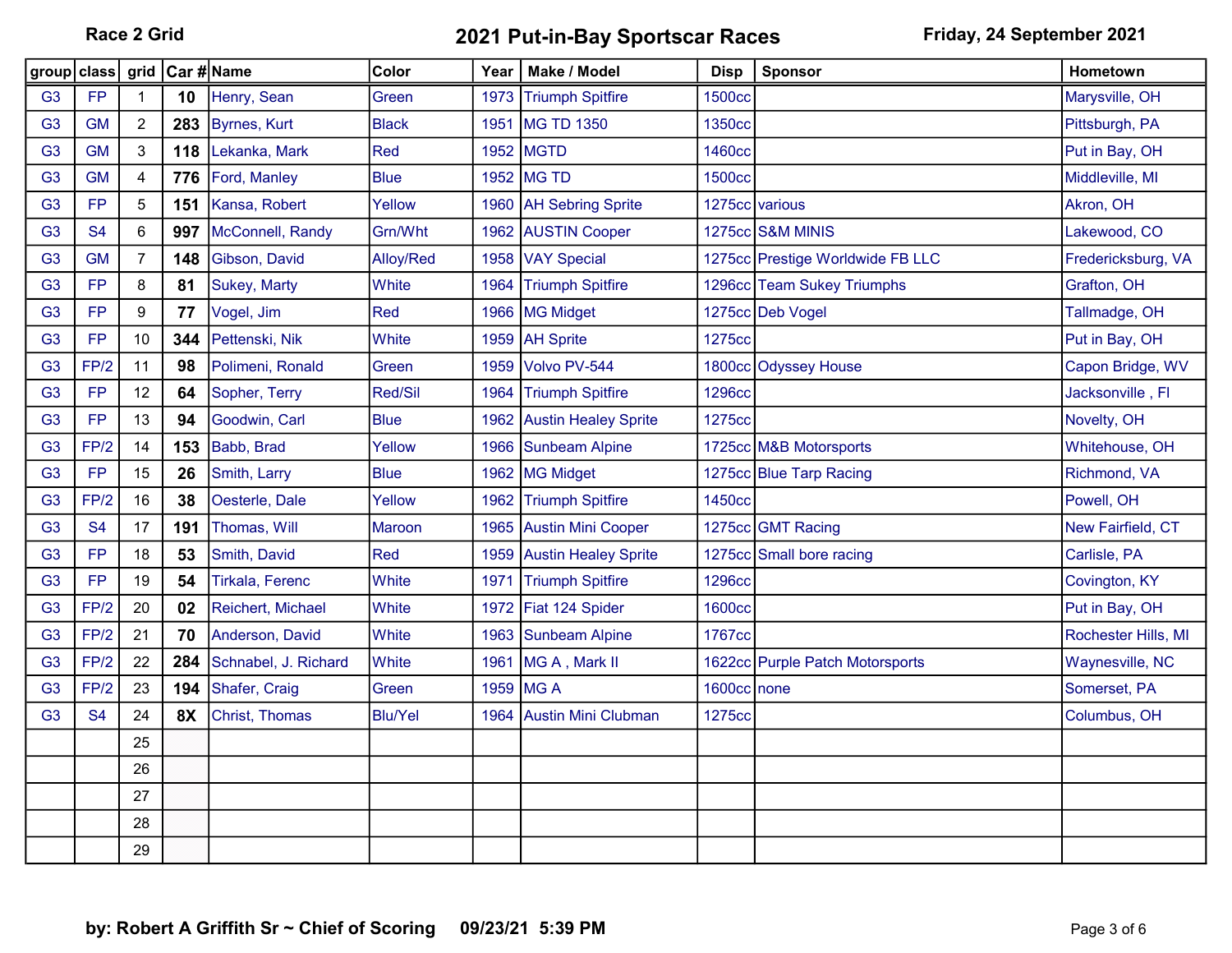**Race 2 Grid**

# 2021 Put-in-Bay Sportscar Races

**Friday, 24 September 2021**

| group | class | grid | Car # | Name | Color | Year | Make / Model | Disp | Sponsor | Hometown |
|---|---|---|---|---|---|---|---|---|---|---|
| G3 | FP | 1 | **10** | Henry, Sean | Green | 1973 | Triumph Spitfire | 1500cc | | Marysville, OH |
| G3 | GM | 2 | **283** | Byrnes, Kurt | Black | 1951 | MG TD 1350 | 1350cc | | Pittsburgh, PA |
| G3 | GM | 3 | **118** | Lekanka, Mark | Red | 1952 | MGTD | 1460cc | | Put in Bay, OH |
| G3 | GM | 4 | **776** | Ford, Manley | Blue | 1952 | MG TD | 1500cc | | Middleville, MI |
| G3 | FP | 5 | **151** | Kansa, Robert | Yellow | 1960 | AH Sebring Sprite | 1275cc | various | Akron, OH |
| G3 | S4 | 6 | **997** | McConnell, Randy | Grn/Wht | 1962 | AUSTIN Cooper | 1275cc | S&M MINIS | Lakewood, CO |
| G3 | GM | 7 | **148** | Gibson, David | Alloy/Red | 1958 | VAY Special | 1275cc | Prestige Worldwide FB LLC | Fredericksburg, VA |
| G3 | FP | 8 | **81** | Sukey, Marty | White | 1964 | Triumph Spitfire | 1296cc | Team Sukey Triumphs | Grafton, OH |
| G3 | FP | 9 | **77** | Vogel, Jim | Red | 1966 | MG Midget | 1275cc | Deb Vogel | Tallmadge, OH |
| G3 | FP | 10 | **344** | Pettenski, Nik | White | 1959 | AH Sprite | 1275cc | | Put in Bay, OH |
| G3 | FP/2 | 11 | **98** | Polimeni, Ronald | Green | 1959 | Volvo PV-544 | 1800cc | Odyssey House | Capon Bridge, WV |
| G3 | FP | 12 | **64** | Sopher, Terry | Red/Sil | 1964 | Triumph Spitfire | 1296cc | | Jacksonville , Fl |
| G3 | FP | 13 | **94** | Goodwin, Carl | Blue | 1962 | Austin Healey Sprite | 1275cc | | Novelty, OH |
| G3 | FP/2 | 14 | **153** | Babb, Brad | Yellow | 1966 | Sunbeam Alpine | 1725cc | M&B Motorsports | Whitehouse, OH |
| G3 | FP | 15 | **26** | Smith, Larry | Blue | 1962 | MG Midget | 1275cc | Blue Tarp Racing | Richmond, VA |
| G3 | FP/2 | 16 | **38** | Oesterle, Dale | Yellow | 1962 | Triumph Spitfire | 1450cc | | Powell, OH |
| G3 | S4 | 17 | **191** | Thomas, Will | Maroon | 1965 | Austin Mini Cooper | 1275cc | GMT Racing | New Fairfield, CT |
| G3 | FP | 18 | **53** | Smith, David | Red | 1959 | Austin Healey Sprite | 1275cc | Small bore racing | Carlisle, PA |
| G3 | FP | 19 | **54** | Tirkala, Ferenc | White | 1971 | Triumph Spitfire | 1296cc | | Covington, KY |
| G3 | FP/2 | 20 | **02** | Reichert, Michael | White | 1972 | Fiat 124 Spider | 1600cc | | Put in Bay, OH |
| G3 | FP/2 | 21 | **70** | Anderson, David | White | 1963 | Sunbeam Alpine | 1767cc | | Rochester Hills, MI |
| G3 | FP/2 | 22 | **284** | Schnabel, J. Richard | White | 1961 | MG A , Mark II | 1622cc | Purple Patch Motorsports | Waynesville, NC |
| G3 | FP/2 | 23 | **194** | Shafer, Craig | Green | 1959 | MG A | 1600cc | none | Somerset, PA |
| G3 | S4 | 24 | **8X** | Christ, Thomas | Blu/Yel | 1964 | Austin Mini Clubman | 1275cc | | Columbus, OH |
| | | 25 | | | | | | | | |
| | | 26 | | | | | | | | |
| | | 27 | | | | | | | | |
| | | 28 | | | | | | | | |
| | | 29 | | | | | | | | |

**by: Robert A Griffith Sr ~ Chief of Scoring 09/23/21 5:39 PM**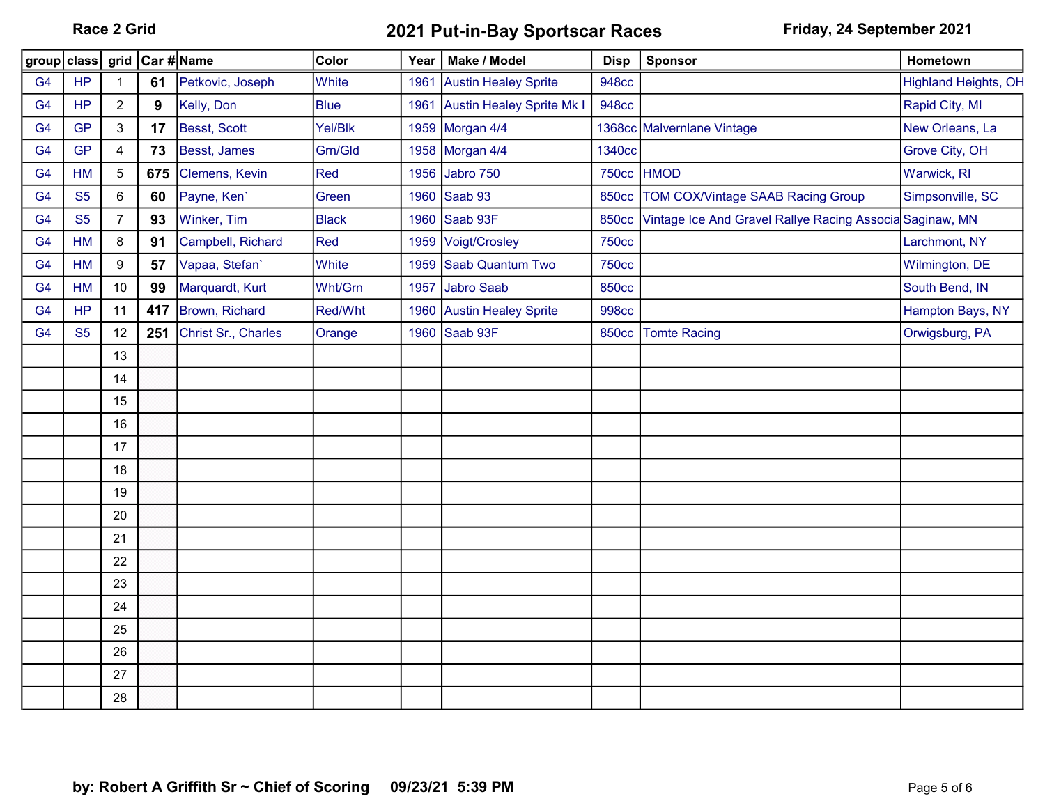**Race 2 Grid**

# 2021 Put-in-Bay Sportscar Races

**Friday, 24 September 2021**

| group | class | grid | Car # | Name | Color | Year | Make / Model | Disp | Sponsor | Hometown |
|---|---|---|---|---|---|---|---|---|---|---|
| G4 | HP | 1 | **61** | Petkovic, Joseph | White | 1961 | Austin Healey Sprite | 948cc | | Highland Heights, OH |
| G4 | HP | 2 | **9** | Kelly, Don | Blue | 1961 | Austin Healey Sprite Mk I | 948cc | | Rapid City, MI |
| G4 | GP | 3 | **17** | Besst, Scott | Yel/Blk | 1959 | Morgan 4/4 | 1368cc | Malvernlane Vintage | New Orleans, La |
| G4 | GP | 4 | **73** | Besst, James | Grn/Gld | 1958 | Morgan 4/4 | 1340cc | | Grove City, OH |
| G4 | HM | 5 | **675** | Clemens, Kevin | Red | 1956 | Jabro 750 | 750cc | HMOD | Warwick, RI |
| G4 | S5 | 6 | **60** | Payne, Ken` | Green | 1960 | Saab 93 | 850cc | TOM COX/Vintage SAAB Racing Group | Simpsonville, SC |
| G4 | S5 | 7 | **93** | Winker, Tim | Black | 1960 | Saab 93F | 850cc | Vintage Ice And Gravel Rallye Racing Associa | Saginaw, MN |
| G4 | HM | 8 | **91** | Campbell, Richard | Red | 1959 | Voigt/Crosley | 750cc | | Larchmont, NY |
| G4 | HM | 9 | **57** | Vapaa, Stefan` | White | 1959 | Saab Quantum Two | 750cc | | Wilmington, DE |
| G4 | HM | 10 | **99** | Marquardt, Kurt | Wht/Grn | 1957 | Jabro Saab | 850cc | | South Bend, IN |
| G4 | HP | 11 | **417** | Brown, Richard | Red/Wht | 1960 | Austin Healey Sprite | 998cc | | Hampton Bays, NY |
| G4 | S5 | 12 | **251** | Christ Sr., Charles | Orange | 1960 | Saab 93F | 850cc | Tomte Racing | Orwigsburg, PA |
| | | 13 | | | | | | | | |
| | | 14 | | | | | | | | |
| | | 15 | | | | | | | | |
| | | 16 | | | | | | | | |
| | | 17 | | | | | | | | |
| | | 18 | | | | | | | | |
| | | 19 | | | | | | | | |
| | | 20 | | | | | | | | |
| | | 21 | | | | | | | | |
| | | 22 | | | | | | | | |
| | | 23 | | | | | | | | |
| | | 24 | | | | | | | | |
| | | 25 | | | | | | | | |
| | | 26 | | | | | | | | |
| | | 27 | | | | | | | | |
| | | 28 | | | | | | | | |

**by: Robert A Griffith Sr ~ Chief of Scoring 09/23/21 5:39 PM**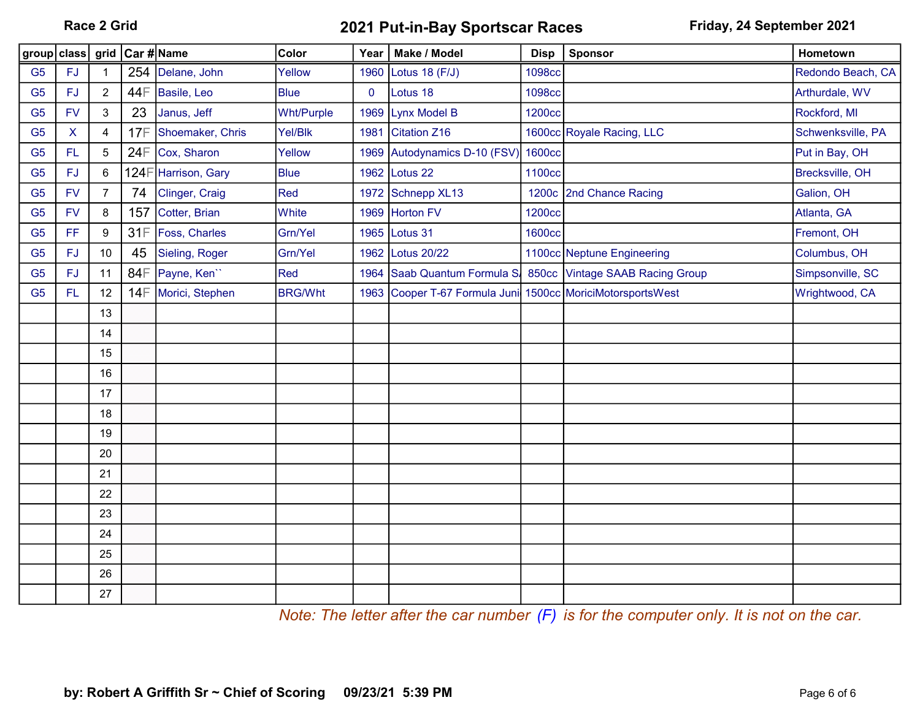**Race 2 Grid**

# 2021 Put-in-Bay Sportscar Races

**Friday, 24 September 2021**

| group | class | grid | Car # | Name | Color | Year | Make / Model | Disp | Sponsor | Hometown |
|---|---|---|---|---|---|---|---|---|---|---|
| G5 | FJ | 1 | 254 | Delane, John | Yellow | 1960 | Lotus 18 (F/J) | 1098cc | | Redondo Beach, CA |
| G5 | FJ | 2 | 44F | Basile, Leo | Blue | 0 | Lotus 18 | 1098cc | | Arthurdale, WV |
| G5 | FV | 3 | 23 | Janus, Jeff | Wht/Purple | 1969 | Lynx Model B | 1200cc | | Rockford, MI |
| G5 | X | 4 | 17F | Shoemaker, Chris | Yel/Blk | 1981 | Citation Z16 | 1600cc | Royale Racing, LLC | Schwenksville, PA |
| G5 | FL | 5 | 24F | Cox, Sharon | Yellow | 1969 | Autodynamics D-10 (FSV) | 1600cc | | Put in Bay, OH |
| G5 | FJ | 6 | 124F | Harrison, Gary | Blue | 1962 | Lotus 22 | 1100cc | | Brecksville, OH |
| G5 | FV | 7 | 74 | Clinger, Craig | Red | 1972 | Schnepp XL13 | 1200c | 2nd Chance Racing | Galion, OH |
| G5 | FV | 8 | 157 | Cotter, Brian | White | 1969 | Horton FV | 1200cc | | Atlanta, GA |
| G5 | FF | 9 | 31F | Foss, Charles | Grn/Yel | 1965 | Lotus 31 | 1600cc | | Fremont, OH |
| G5 | FJ | 10 | 45 | Sieling, Roger | Grn/Yel | 1962 | Lotus 20/22 | 1100cc | Neptune Engineering | Columbus, OH |
| G5 | FJ | 11 | 84F | Payne, Ken`` | Red | 1964 | Saab Quantum Formula S/ | 850cc | Vintage SAAB Racing Group | Simpsonville, SC |
| G5 | FL | 12 | 14F | Morici, Stephen | BRG/Wht | 1963 | Cooper T-67 Formula Juni | 1500cc | MoriciMotorsportsWest | Wrightwood, CA |
| | | 13 | | | | | | | | |
| | | 14 | | | | | | | | |
| | | 15 | | | | | | | | |
| | | 16 | | | | | | | | |
| | | 17 | | | | | | | | |
| | | 18 | | | | | | | | |
| | | 19 | | | | | | | | |
| | | 20 | | | | | | | | |
| | | 21 | | | | | | | | |
| | | 22 | | | | | | | | |
| | | 23 | | | | | | | | |
| | | 24 | | | | | | | | |
| | | 25 | | | | | | | | |
| | | 26 | | | | | | | | |
| | | 27 | | | | | | | | |

*Note: The letter after the car number (F) is for the computer only. It is not on the car.*

**by: Robert A Griffith Sr ~ Chief of Scoring 09/23/21 5:39 PM**